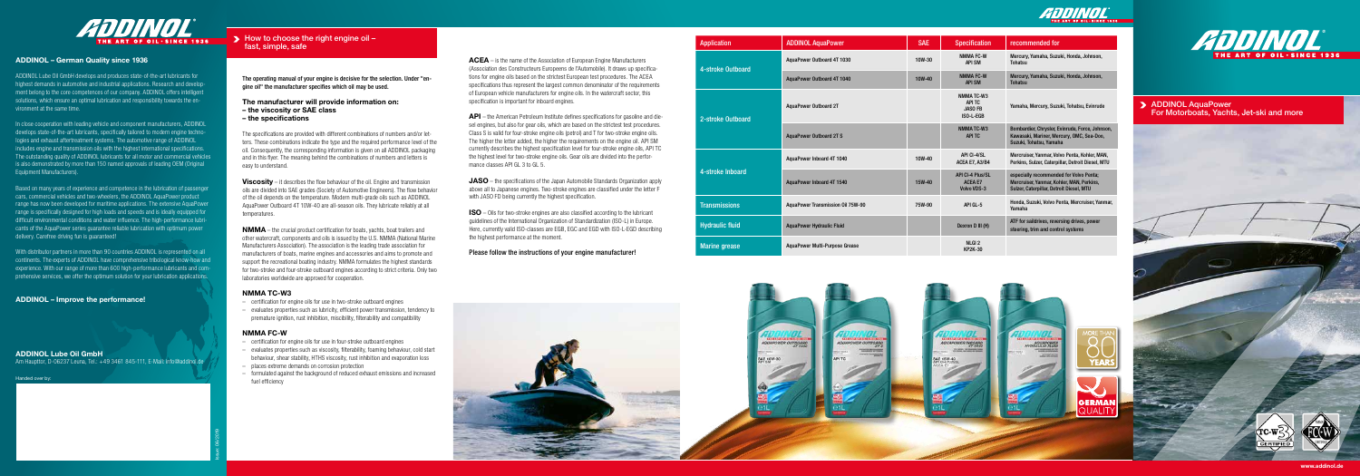## ADDINOL – German Quality since 1936

ADDINOL Lube Oil GmbH develops and produces state-of-the-art lubricants for highest demands in automotive and industrial applications. Research and development belong to the core competences of our company. ADDINOL offers intelligent solutions, which ensure an optimal lubrication and responsibility towards the environment at the same time.

In close cooperation with leading vehicle and component manufacturers, ADDINOL develops state-of-the-art lubricants, specifically tailored to modern engine technologies and exhaust aftertreatment systems. The automotive range of ADDINOL includes engine and transmission oils with the highest international specifications. The outstanding quality of ADDINOL lubricants for all motor and commercial vehicles is also demonstrated by more than 150 named approvals of leading OEM (Original Equipment Manufacturers).

Based on many years of experience and competence in the lubrication of passenger cars, commercial vehicles and two-wheelers, the ADDINOL AquaPower product range has now been developed for maritime applications. The extensive AquaPower range is specifically designed for high loads and speeds and is ideally equipped for difficult environmental conditions and water influence. The high-performance lubricants of the AquaPower series guarantee reliable lubrication with optimum power delivery. Carefree driving fun is guaranteed!

With distributor partners in more than 90 countries ADDINOL is represented on all continents. The experts of ADDINOL have comprehensive tribological know-how and experience. With our range of more than 600 high-performance lubricants and comprehensive services, we offer the optimum solution for your lubrication applications.

## ADDINOL – Improve the performance!

**ADDINOL Lube Oil GmbH**
Am Haupttor, D-06237 Leuna, Tel.: +49 3461 845-111, E-Mail: info@addinol.de

Handed over by:

## How to choose the right engine oil – fast, simple, safe

**The operating manual of your engine is decisive for the selection. Under "engine oil" the manufacturer specifies which oil may be used.**

### The manufacturer will provide information on:
### – the viscosity or SAE class
### – the specifications

The specifications are provided with different combinations of numbers and/or letters. These combinations indicate the type and the required performance level of the oil. Consequently, the corresponding information is given on all ADDINOL packaging and in this flyer. The meaning behind the combinations of numbers and letters is easy to understand.

**Viscosity** – it describes the flow behaviour of the oil. Engine and transmission oils are divided into SAE grades (Society of Automotive Engineers). The flow behavior of the oil depends on the temperature. Modern multi-grade oils such as ADDINOL AquaPower Outboard 4T 10W-40 are all-season oils. They lubricate reliably at all temperatures.

**NMMA** – the crucial product certification for boats, yachts, boat trailers and other watercraft, components and oils is issued by the U.S. NMMA (National Marine Manufacturers Association). The association is the leading trade association for manufacturers of boats, marine engines and accessories and aims to promote and support the recreational boating industry. NMMA formulates the highest standards for two-stroke and four-stroke outboard engines according to strict criteria. Only two laboratories worldwide are approved for cooperation.

### NMMA TC-W3
- certification for engine oils for use in two-stroke outboard engines
- evaluates properties such as lubricity, efficient power transmission, tendency to premature ignition, rust inhibition, miscibility, filterability and compatibility

### NMMA FC-W
- certification for engine oils for use in four-stroke outboard engines
- evaluates properties such as viscosity, filterability, foaming behaviour, cold start behaviour, shear stability, HTHS viscosity, rust inhibition and evaporation loss
- places extreme demands on corrosion protection
- formulated against the background of reduced exhaust emissions and increased fuel efficiency

**ACEA** – is the name of the Association of European Engine Manufacturers (Association des Constructeurs Europeens de l'Automobile). It draws up specifications for engine oils based on the strictest European test procedures. The ACEA specifications thus represent the largest common denominator of the requirements of European vehicle manufacturers for engine oils. In the watercraft sector, this specification is important for inboard engines.

**API** – the American Petroleum Institute defines specifications for gasoline and diesel engines, but also for gear oils, which are based on the strictest test procedures. Class S is valid for four-stroke engine oils (petrol) and T for two-stroke engine oils. The higher the letter added, the higher the requirements on the engine oil. API SM currently describes the highest specification level for four-stroke engine oils, API TC the highest level for two-stroke engine oils. Gear oils are divided into the performance classes API GL 3 to GL 5.

**JASO** – the specifications of the Japan Automobile Standards Organization apply above all to Japanese engines. Two-stroke engines are classified under the letter F with JASO FD being currently the highest specification.

**ISO** – Oils for two-stroke engines are also classified according to the lubricant guidelines of the International Organization of Standardization (ISO-L) in Europe. Here, currently valid ISO-classes are EGB, EGC and EGD with ISO-L-EGD describing the highest performance at the moment.

**Please follow the instructions of your engine manufacturer!**

| Application | ADDINOL AquaPower | SAE | Specification | recommended for |
|---|---|---|---|---|
| 4-stroke Outboard | AquaPower Outboard 4T 1030 | 10W-30 | NMMA FC-W<br>API SM | Mercury, Yamaha, Suzuki, Honda, Johnson, Tohatsu |
| | AquaPower Outboard 4T 1040 | 10W-40 | NMMA FC-W<br>API SM | Mercury, Yamaha, Suzuki, Honda, Johnson, Tohatsu |
| 2-stroke Outboard | AquaPower Outboard 2T | | NMMA TC-W3<br>API TC<br>JASO FB<br>ISO-L-EGB | Yamaha, Mercury, Suzuki, Tohatsu, Evinrude |
| | AquaPower Outboard 2T S | | NMMA TC-W3<br>API TC | Bombardier, Chrysler, Evinrude, Force, Johnson, Kawasaki, Mariner, Mercury, OMC, Sea-Doo, Suzuki, Tohatsu, Yamaha |
| 4-stroke Inboard | AquaPower Inboard 4T 1040 | 10W-40 | API CI-4/SL<br>ACEA E7, A3/B4 | Mercruiser, Yanmar, Volvo Penta, Kohler, MAN, Perkins, Sulzer, Caterpillar, Detroit Diesel, MTU |
| | AquaPower Inboard 4T 1540 | 15W-40 | API CI-4 Plus/SL<br>ACEA E7<br>Volvo VDS-3 | especially recommended for Volvo Penta; Mercruiser, Yanmar, Kohler, MAN, Perkins, Sulzer, Caterpillar, Detroit Diesel, MTU |
| Transmissions | AquaPower Transmission Oil 75W-90 | 75W-90 | API GL-5 | Honda, Suzuki, Volvo Penta, Mercruiser, Yanmar, Yamaha |
| Hydraulic fluid | AquaPower Hydraulic Fluid | | Dexron II III (H) | ATF for saildrives, reversing drives, power steering, trim and control systems |
| Marine grease | AquaPower Multi-Purpose Grease | | NLGI 2<br>KP2K-30 | |

## ADDINOL AquaPower
For Motorboats, Yachts, Jet-ski and more

www.addinol.de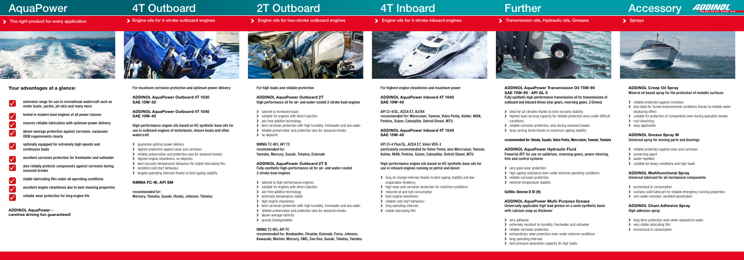# AquaPower

The right product for every application

## Your advantages at a glance:

- extensive range for use in recreational watercraft such as motor boats, yachts, jet-skis and many more
- tested in modern boat engines of all power classes
- ensures reliable lubrication with optimum power delivery
- above-average protection against corrosion, surpasses OEM requirements clearly
- optimally equipped for extremely high speeds and continuous loads
- excellent corrosion protection for freshwater and saltwater
- also reliably protects components against corrosion during seasonal breaks
- stable lubricating film under all operating conditions
- excellent engine cleanliness due to best cleaning properties
- reliable wear protection for long engine life

**ADDINOL AquaPower – carefree driving fun guaranteed!**

# 4T Outboard

Engine oils for 4-stroke outboard engines

For maximum corrosion protection and optimum power delivery

**ADDINOL AquaPower Outboard 4T 1030**
**SAE 10W-30**

**ADDINOL AquaPower Outboard 4T 1040**
**SAE 10W-40**

**High-performance engine oils based on HC synthetic base oils for use in outboard engines of motorboats, leisure boats and other watercraft**

- guarantee optimal power delivery
- highest protection against wear and corrosion
- reliable preservation and protection also for seasonal breaks
- highest engine cleanliness, no deposits
- best viscosity-temperature behaviour for stable lubricating film
- excellent cold start behaviour
- longest operating intervals thanks to best ageing stability

**NMMA FC-W, API SM**

**recommended for:**
**Mercury, Yamaha, Suzuki, Honda, Johnson, Tohatsu**

# 2T Outboard

Engine oils for two-stroke outboard engines

For high loads and reliable protection

**ADDINOL AquaPower Outboard 2T**
**High performance oil for air- and water-cooled 2-stroke boat engines**

- tailored to increased loads
- suitable for engines with direct injection
- ash-free additive technology
- best corrosion protection with high humidity, freshwater and sea water
- reliable preservation and protection also for seasonal breaks
- no deposits

**NMMA TC-W3, API TC**
**recommended for:**
**Yamaha, Mercury, Suzuki, Tohatsu, Evinrude**

**ADDINOL AquaPower Outboard 2T S**
**Fully-synthetic high-performance oil for air- and water-cooled 2-stroke boat engines**

- tailored to high-performance engines
- suitable for engines with direct injection
- ash-free additive technology
- extremely temperature stable
- high engine cleanliness
- best corrosion protection with high humidity, freshwater and sea water
- reliable preservation and protection also for seasonal breaks
- above-average lubricity
- quickly biodegradable

**NMMA TC-W3, API TC**
**recommended for: Bombardier, Chrysler, Evinrude, Force, Johnson, Kawasaki, Mariner, Mercury, OMC, Sea-Doo, Suzuki, Tohatsu, Yamaha**

# 4T Inboard

Engine oils for 4-stroke inboard engines

For highest engine cleanliness and maximum power

**ADDINOL AquaPower Inboard 4T 1040**
**SAE 10W-40**

**API CI-4/SL, ACEA E7, A3/B4**
**recommended for: Mercruiser, Yanmar, Volvo Penta, Kohler, MAN, Perkins, Sulzer, Caterpillar, Detroit Diesel, MTU**

**ADDINOL AquaPower Inboard 4T 1540**
**SAE 15W-40**

**API CI-4 Plus/SL, ACEA E7, Volvo VDS-3**
**particularly recommended for Volvo Penta; also Mercruiser, Yanmar, Kohler, MAN, Perkins, Sulzer, Caterpillar, Detroit Diesel, MTU**

**High-performance engine oils based on HC synthetic base oils for use in inboard engines running on petrol and diesel**

- long oil change intervals thanks to best ageing stability and low evaporation tendency
- high wear and corrosion protection for maritime conditions
- reduced oil and fuel consumption
- best engine cleanliness
- reliable cold start behaviour
- long operating intervals
- stable lubricating film

# Further

Transmission oils, Hydraulic oils, Greases

**ADDINOL AquaPower Transmission Oil 75W-90**
**SAE 75W-90 · API GL 5**
**Fully synthetic high-performance transmission oil for transmissions of outboard and inboard drives (star gears, reversing gears, Z-Drives)**

- ideal for all climates thanks to best viscosity stability
- highest load carrying capacity for reliable protection even under difficult conditions
- reliable corrosion protection, also during seasonal breaks
- long running times thanks to maximum ageing stability

**recommended for: Honda, Suzuki, Volvo Penta, Mercruiser, Yanmar, Yamaha**

**ADDINOL AquaPower Hydraulic Fluid**
**Powerful ATF for use on saildrives, reversing gears, power steering, trim and control systems**

- very good wear protection
- high ageing resistance even under extreme operating conditions
- reliable corrosion protection
- extreme temperature stability

**fulfills: Dexron D III (H)**

**ADDINOL AquaPower Multi-Purpose Grease**
**Universally applicable high load grease on a semi-synthetic basis with calcium soap as thickener**

- very adhesive
- extremely resistant to humidity, freshwater and saltwater
- reliable corrosion protection
- extraordinary wear protection even under extreme conditions
- long operating intervals
- best pressure absorption capacity for high loads

# Accessory

Sprays

**ADDINOL Creep Oil Spray**
**Mineral oil based spray for the protection of metallic surfaces**

- reliable protection against corrosion
- also ideal for humid environmental conditions thanks to reliable water displacing effect
- suitable for protection of components even during operation breaks
- rust-dissolving
- easy application

**ADDINOL Grease Spray W**
**Universal spray for moving parts and bearings**

- reliable protection against wear and corrosion
- preserving agent
- water-repellent
- suitable for heavy conditions and high loads

**ADDINOL Multifunctional Spray**
**Universal lubricant for all mechanical components**

- economical in consumption
- contains solid lubricant for reliable emergency running properties
- very water-resistant, excellent penetration

**ADDINOL Chain Adhesive Spray**
**High adhesion spray**

- long-term protection even when exposed to water
- very stable lubricating film
- economical in consumption